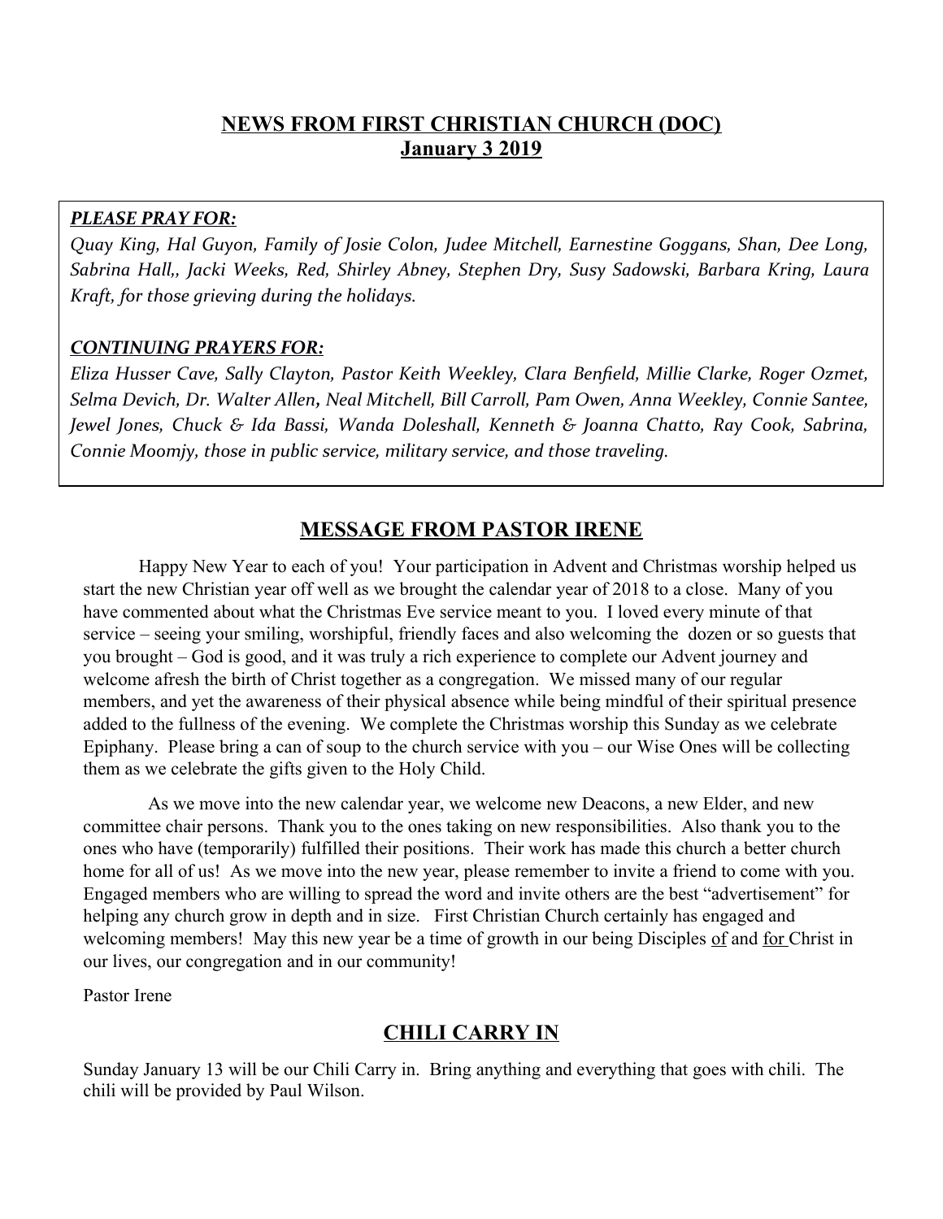## NEWS FROM FIRST CHRISTIAN CHURCH (DOC)
## January 3 2019

***PLEASE PRAY FOR:***

*Quay King, Hal Guyon, Family of Josie Colon, Judee Mitchell, Earnestine Goggans, Shan, Dee Long, Sabrina Hall,, Jacki Weeks, Red, Shirley Abney, Stephen Dry, Susy Sadowski, Barbara Kring, Laura Kraft, for those grieving during the holidays.*

***CONTINUING PRAYERS FOR:***

*Eliza Husser Cave, Sally Clayton, Pastor Keith Weekley, Clara Benfield, Millie Clarke, Roger Ozmet, Selma Devich, Dr. Walter Allen, Neal Mitchell, Bill Carroll, Pam Owen, Anna Weekley, Connie Santee, Jewel Jones, Chuck & Ida Bassi, Wanda Doleshall, Kenneth & Joanna Chatto, Ray Cook, Sabrina, Connie Moomjy, those in public service, military service, and those traveling.*

## MESSAGE FROM PASTOR IRENE

Happy New Year to each of you! Your participation in Advent and Christmas worship helped us start the new Christian year off well as we brought the calendar year of 2018 to a close. Many of you have commented about what the Christmas Eve service meant to you. I loved every minute of that service – seeing your smiling, worshipful, friendly faces and also welcoming the dozen or so guests that you brought – God is good, and it was truly a rich experience to complete our Advent journey and welcome afresh the birth of Christ together as a congregation. We missed many of our regular members, and yet the awareness of their physical absence while being mindful of their spiritual presence added to the fullness of the evening. We complete the Christmas worship this Sunday as we celebrate Epiphany. Please bring a can of soup to the church service with you – our Wise Ones will be collecting them as we celebrate the gifts given to the Holy Child.

As we move into the new calendar year, we welcome new Deacons, a new Elder, and new committee chair persons. Thank you to the ones taking on new responsibilities. Also thank you to the ones who have (temporarily) fulfilled their positions. Their work has made this church a better church home for all of us! As we move into the new year, please remember to invite a friend to come with you. Engaged members who are willing to spread the word and invite others are the best "advertisement" for helping any church grow in depth and in size. First Christian Church certainly has engaged and welcoming members! May this new year be a time of growth in our being Disciples <u>of</u> and <u>for</u> Christ in our lives, our congregation and in our community!

Pastor Irene

## CHILI CARRY IN

Sunday January 13 will be our Chili Carry in. Bring anything and everything that goes with chili. The chili will be provided by Paul Wilson.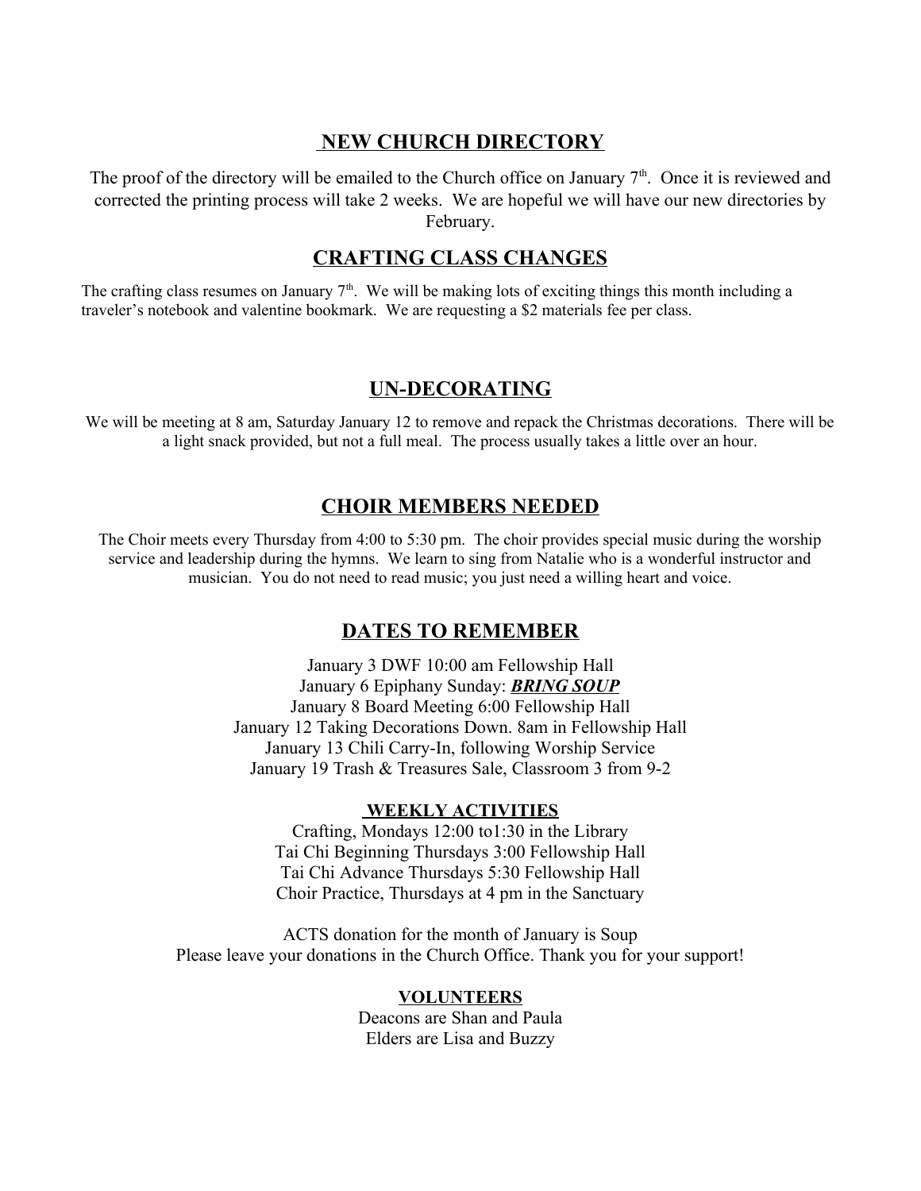## NEW CHURCH DIRECTORY

The proof of the directory will be emailed to the Church office on January 7th. Once it is reviewed and corrected the printing process will take 2 weeks. We are hopeful we will have our new directories by February.

## CRAFTING CLASS CHANGES

The crafting class resumes on January 7th. We will be making lots of exciting things this month including a traveler's notebook and valentine bookmark. We are requesting a $2 materials fee per class.

## UN-DECORATING

We will be meeting at 8 am, Saturday January 12 to remove and repack the Christmas decorations. There will be a light snack provided, but not a full meal. The process usually takes a little over an hour.

## CHOIR MEMBERS NEEDED

The Choir meets every Thursday from 4:00 to 5:30 pm. The choir provides special music during the worship service and leadership during the hymns. We learn to sing from Natalie who is a wonderful instructor and musician. You do not need to read music; you just need a willing heart and voice.

## DATES TO REMEMBER

January 3 DWF 10:00 am Fellowship Hall
January 6 Epiphany Sunday: ***BRING SOUP***
January 8 Board Meeting 6:00 Fellowship Hall
January 12 Taking Decorations Down. 8am in Fellowship Hall
January 13 Chili Carry-In, following Worship Service
January 19 Trash & Treasures Sale, Classroom 3 from 9-2

### WEEKLY ACTIVITIES

Crafting, Mondays 12:00 to1:30 in the Library
Tai Chi Beginning Thursdays 3:00 Fellowship Hall
Tai Chi Advance Thursdays 5:30 Fellowship Hall
Choir Practice, Thursdays at 4 pm in the Sanctuary

ACTS donation for the month of January is Soup
Please leave your donations in the Church Office. Thank you for your support!

### VOLUNTEERS

Deacons are Shan and Paula
Elders are Lisa and Buzzy